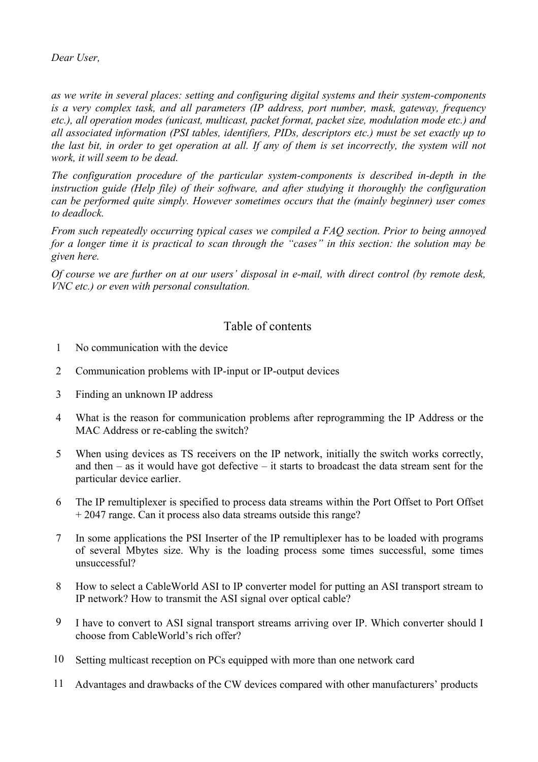*Dear User,*

*as we write in several places: setting and configuring digital systems and their system-components is a very complex task, and all parameters (IP address, port number, mask, gateway, frequency etc.), all operation modes (unicast, multicast, packet format, packet size, modulation mode etc.) and all associated information (PSI tables, identifiers, PIDs, descriptors etc.) must be set exactly up to the last bit, in order to get operation at all. If any of them is set incorrectly, the system will not work, it will seem to be dead.*

*The configuration procedure of the particular system-components is described in-depth in the instruction guide (Help file) of their software, and after studying it thoroughly the configuration can be performed quite simply. However sometimes occurs that the (mainly beginner) user comes to deadlock.*

*From such repeatedly occurring typical cases we compiled a FAQ section. Prior to being annoyed for a longer time it is practical to scan through the "cases" in this section: the solution may be given here.*

*Of course we are further on at our users' disposal in e-mail, with direct control (by remote desk, VNC etc.) or even with personal consultation.*

## Table of contents

1. No communication with the device
2. Communication problems with IP-input or IP-output devices
3. Finding an unknown IP address
4. What is the reason for communication problems after reprogramming the IP Address or the MAC Address or re-cabling the switch?
5. When using devices as TS receivers on the IP network, initially the switch works correctly, and then – as it would have got defective – it starts to broadcast the data stream sent for the particular device earlier.
6. The IP remultiplexer is specified to process data streams within the Port Offset to Port Offset + 2047 range. Can it process also data streams outside this range?
7. In some applications the PSI Inserter of the IP remultiplexer has to be loaded with programs of several Mbytes size. Why is the loading process some times successful, some times unsuccessful?
8. How to select a CableWorld ASI to IP converter model for putting an ASI transport stream to IP network? How to transmit the ASI signal over optical cable?
9. I have to convert to ASI signal transport streams arriving over IP. Which converter should I choose from CableWorld's rich offer?
10. Setting multicast reception on PCs equipped with more than one network card
11. Advantages and drawbacks of the CW devices compared with other manufacturers' products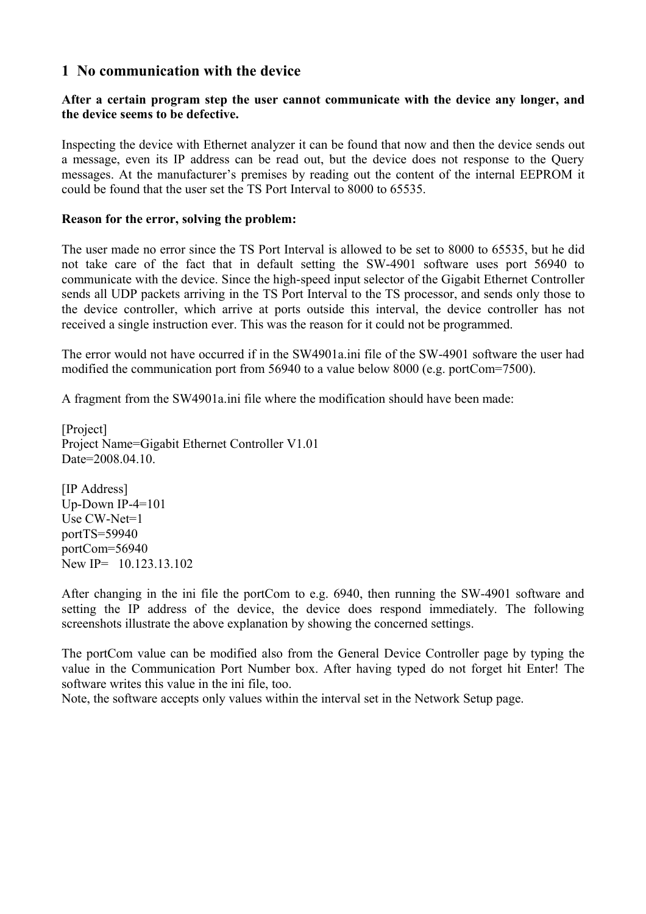# 1 No communication with the device

**After a certain program step the user cannot communicate with the device any longer, and the device seems to be defective.**

Inspecting the device with Ethernet analyzer it can be found that now and then the device sends out a message, even its IP address can be read out, but the device does not response to the Query messages. At the manufacturer's premises by reading out the content of the internal EEPROM it could be found that the user set the TS Port Interval to 8000 to 65535.

**Reason for the error, solving the problem:**

The user made no error since the TS Port Interval is allowed to be set to 8000 to 65535, but he did not take care of the fact that in default setting the SW-4901 software uses port 56940 to communicate with the device. Since the high-speed input selector of the Gigabit Ethernet Controller sends all UDP packets arriving in the TS Port Interval to the TS processor, and sends only those to the device controller, which arrive at ports outside this interval, the device controller has not received a single instruction ever. This was the reason for it could not be programmed.

The error would not have occurred if in the SW4901a.ini file of the SW-4901 software the user had modified the communication port from 56940 to a value below 8000 (e.g. portCom=7500).

A fragment from the SW4901a.ini file where the modification should have been made:

```
[Project]
Project Name=Gigabit Ethernet Controller V1.01
Date=2008.04.10.

[IP Address]
Up-Down IP-4=101
Use CW-Net=1
portTS=59940
portCom=56940
New IP=   10.123.13.102
```

After changing in the ini file the portCom to e.g. 6940, then running the SW-4901 software and setting the IP address of the device, the device does respond immediately. The following screenshots illustrate the above explanation by showing the concerned settings.

The portCom value can be modified also from the General Device Controller page by typing the value in the Communication Port Number box. After having typed do not forget hit Enter! The software writes this value in the ini file, too.
Note, the software accepts only values within the interval set in the Network Setup page.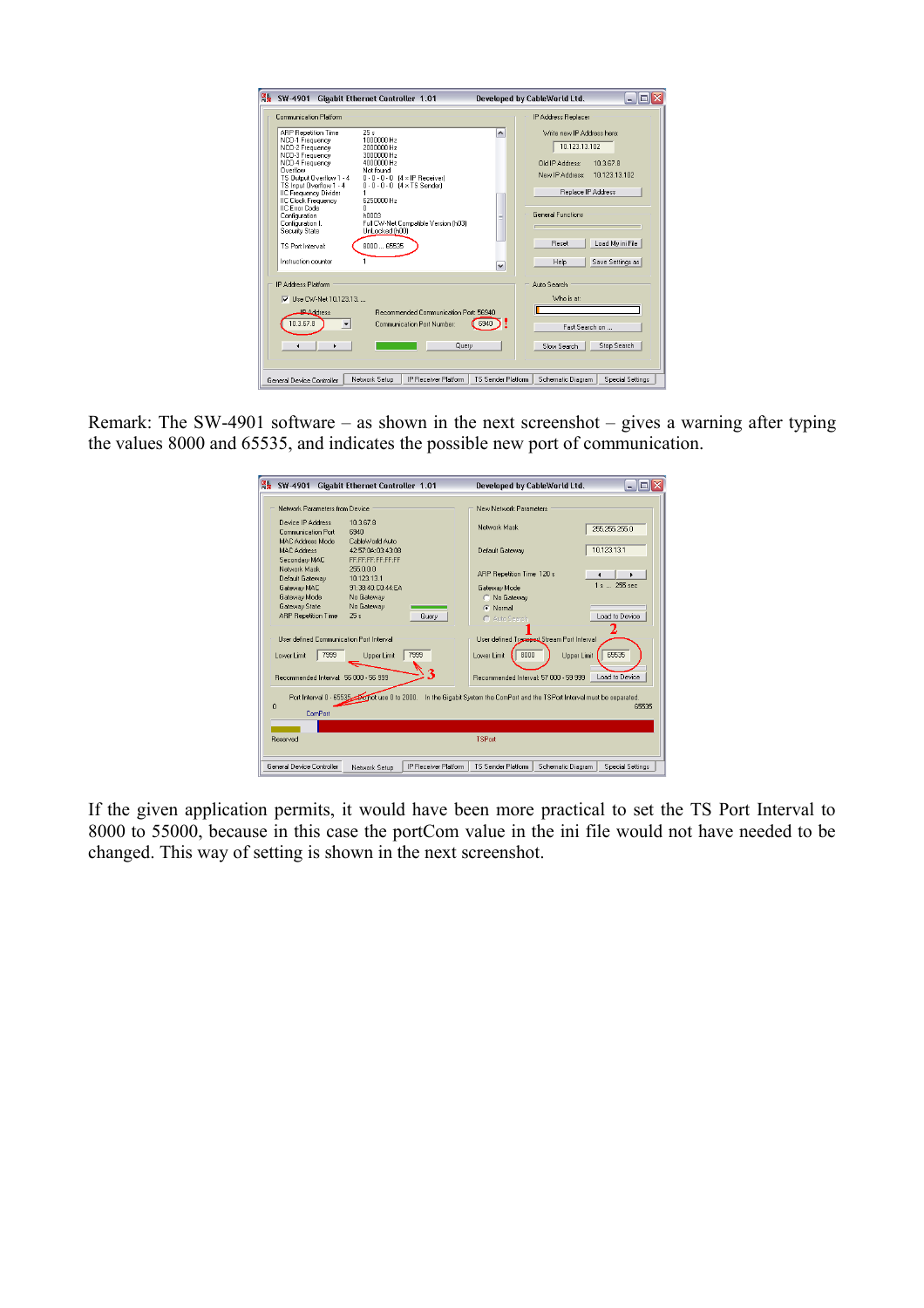Remark: The SW-4901 software – as shown in the next screenshot – gives a warning after typing the values 8000 and 65535, and indicates the possible new port of communication.

If the given application permits, it would have been more practical to set the TS Port Interval to 8000 to 55000, because in this case the portCom value in the ini file would not have needed to be changed. This way of setting is shown in the next screenshot.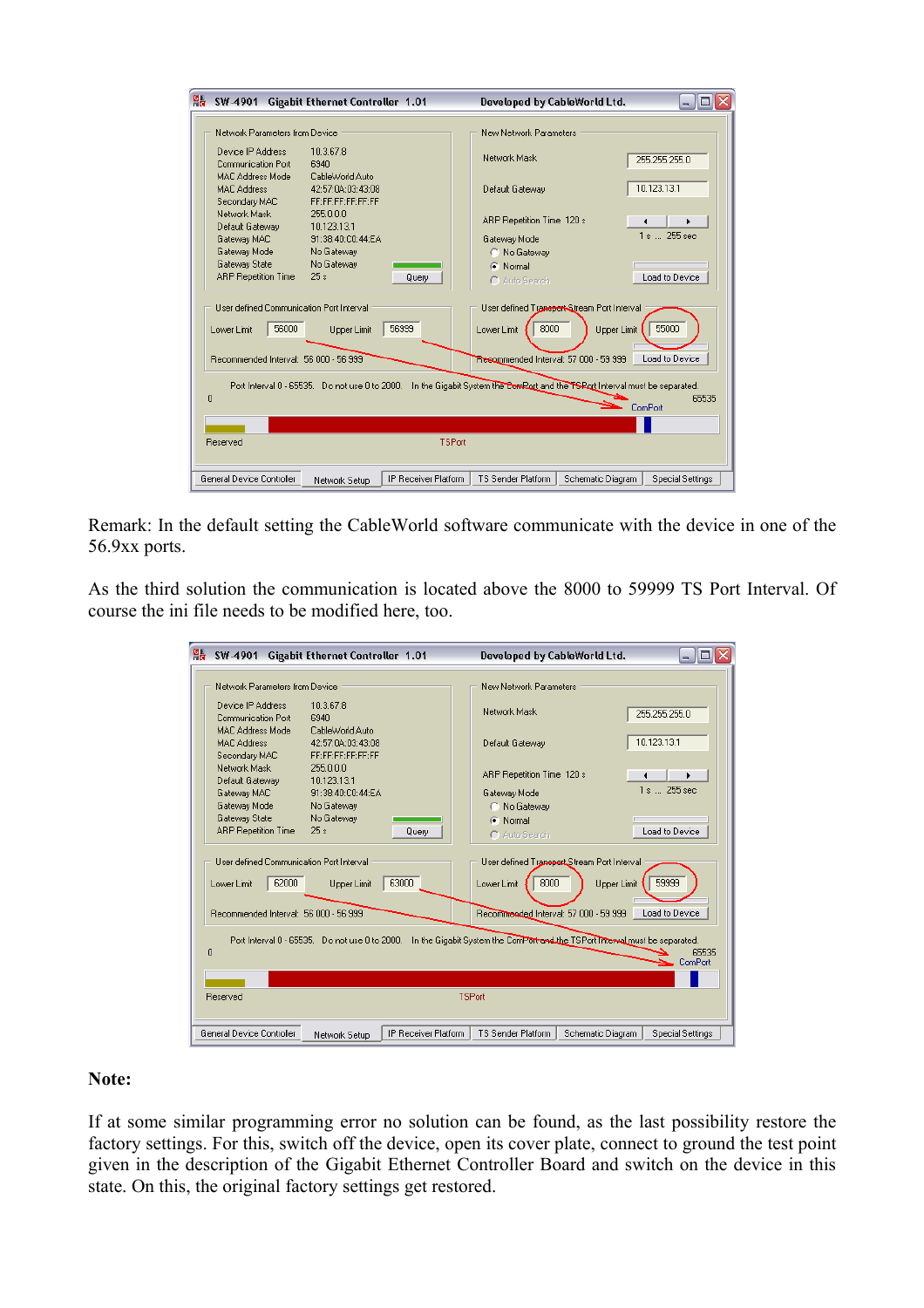Remark: In the default setting the CableWorld software communicate with the device in one of the 56.9xx ports.

As the third solution the communication is located above the 8000 to 59999 TS Port Interval. Of course the ini file needs to be modified here, too.

**Note:**

If at some similar programming error no solution can be found, as the last possibility restore the factory settings. For this, switch off the device, open its cover plate, connect to ground the test point given in the description of the Gigabit Ethernet Controller Board and switch on the device in this state. On this, the original factory settings get restored.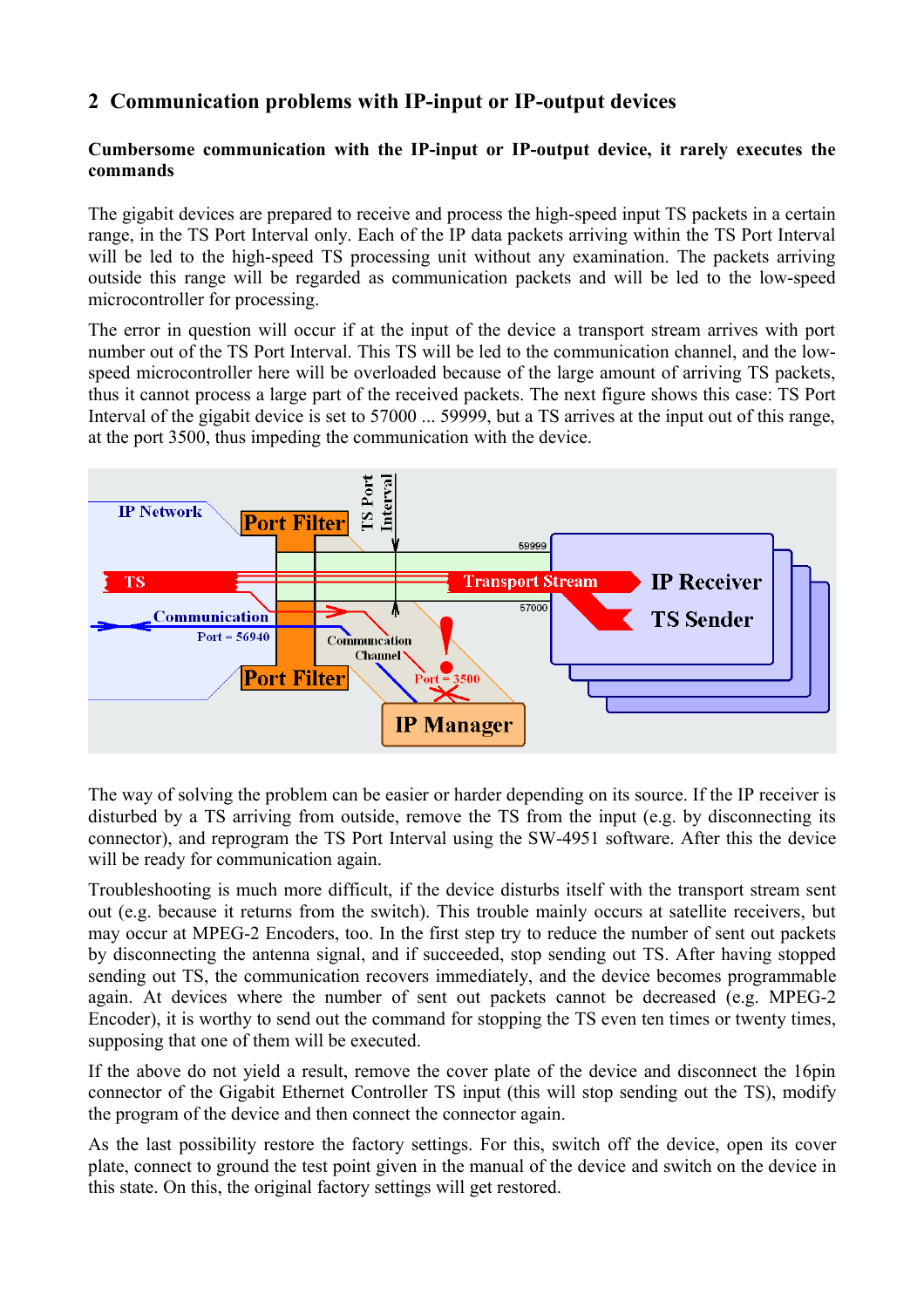## 2 Communication problems with IP-input or IP-output devices

**Cumbersome communication with the IP-input or IP-output device, it rarely executes the commands**

The gigabit devices are prepared to receive and process the high-speed input TS packets in a certain range, in the TS Port Interval only. Each of the IP data packets arriving within the TS Port Interval will be led to the high-speed TS processing unit without any examination. The packets arriving outside this range will be regarded as communication packets and will be led to the low-speed microcontroller for processing.

The error in question will occur if at the input of the device a transport stream arrives with port number out of the TS Port Interval. This TS will be led to the communication channel, and the low-speed microcontroller here will be overloaded because of the large amount of arriving TS packets, thus it cannot process a large part of the received packets. The next figure shows this case: TS Port Interval of the gigabit device is set to 57000 ... 59999, but a TS arrives at the input out of this range, at the port 3500, thus impeding the communication with the device.

The way of solving the problem can be easier or harder depending on its source. If the IP receiver is disturbed by a TS arriving from outside, remove the TS from the input (e.g. by disconnecting its connector), and reprogram the TS Port Interval using the SW-4951 software. After this the device will be ready for communication again.

Troubleshooting is much more difficult, if the device disturbs itself with the transport stream sent out (e.g. because it returns from the switch). This trouble mainly occurs at satellite receivers, but may occur at MPEG-2 Encoders, too. In the first step try to reduce the number of sent out packets by disconnecting the antenna signal, and if succeeded, stop sending out TS. After having stopped sending out TS, the communication recovers immediately, and the device becomes programmable again. At devices where the number of sent out packets cannot be decreased (e.g. MPEG-2 Encoder), it is worthy to send out the command for stopping the TS even ten times or twenty times, supposing that one of them will be executed.

If the above do not yield a result, remove the cover plate of the device and disconnect the 16pin connector of the Gigabit Ethernet Controller TS input (this will stop sending out the TS), modify the program of the device and then connect the connector again.

As the last possibility restore the factory settings. For this, switch off the device, open its cover plate, connect to ground the test point given in the manual of the device and switch on the device in this state. On this, the original factory settings will get restored.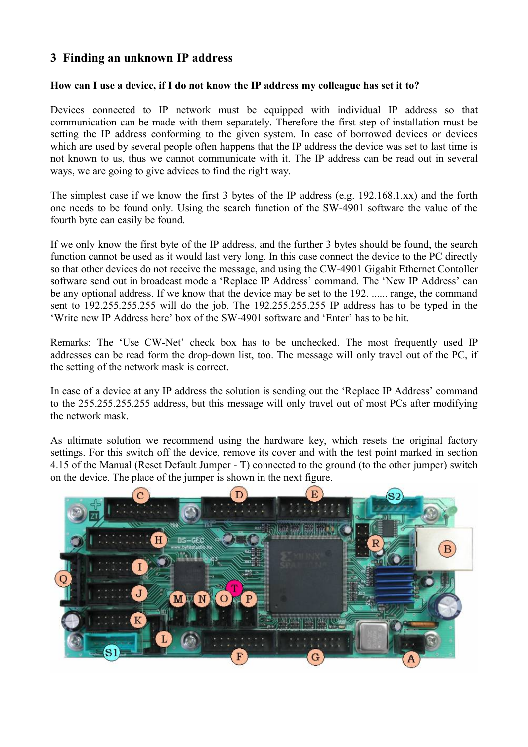## 3 Finding an unknown IP address

**How can I use a device, if I do not know the IP address my colleague has set it to?**

Devices connected to IP network must be equipped with individual IP address so that communication can be made with them separately. Therefore the first step of installation must be setting the IP address conforming to the given system. In case of borrowed devices or devices which are used by several people often happens that the IP address the device was set to last time is not known to us, thus we cannot communicate with it. The IP address can be read out in several ways, we are going to give advices to find the right way.

The simplest case if we know the first 3 bytes of the IP address (e.g. 192.168.1.xx) and the forth one needs to be found only. Using the search function of the SW-4901 software the value of the fourth byte can easily be found.

If we only know the first byte of the IP address, and the further 3 bytes should be found, the search function cannot be used as it would last very long. In this case connect the device to the PC directly so that other devices do not receive the message, and using the CW-4901 Gigabit Ethernet Contoller software send out in broadcast mode a 'Replace IP Address' command. The 'New IP Address' can be any optional address. If we know that the device may be set to the 192. ...... range, the command sent to 192.255.255.255 will do the job. The 192.255.255.255 IP address has to be typed in the 'Write new IP Address here' box of the SW-4901 software and 'Enter' has to be hit.

Remarks: The 'Use CW-Net' check box has to be unchecked. The most frequently used IP addresses can be read form the drop-down list, too. The message will only travel out of the PC, if the setting of the network mask is correct.

In case of a device at any IP address the solution is sending out the 'Replace IP Address' command to the 255.255.255.255 address, but this message will only travel out of most PCs after modifying the network mask.

As ultimate solution we recommend using the hardware key, which resets the original factory settings. For this switch off the device, remove its cover and with the test point marked in section 4.15 of the Manual (Reset Default Jumper - T) connected to the ground (to the other jumper) switch on the device. The place of the jumper is shown in the next figure.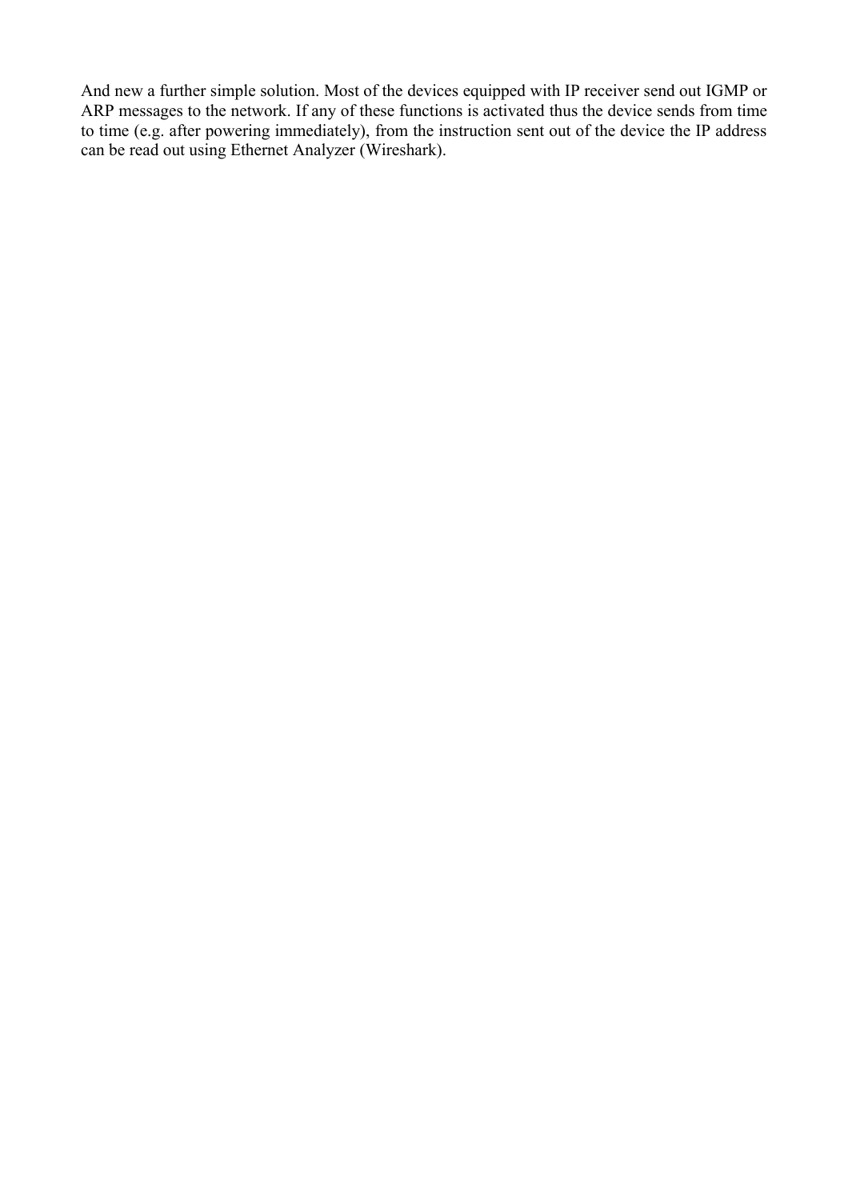And new a further simple solution. Most of the devices equipped with IP receiver send out IGMP or ARP messages to the network. If any of these functions is activated thus the device sends from time to time (e.g. after powering immediately), from the instruction sent out of the device the IP address can be read out using Ethernet Analyzer (Wireshark).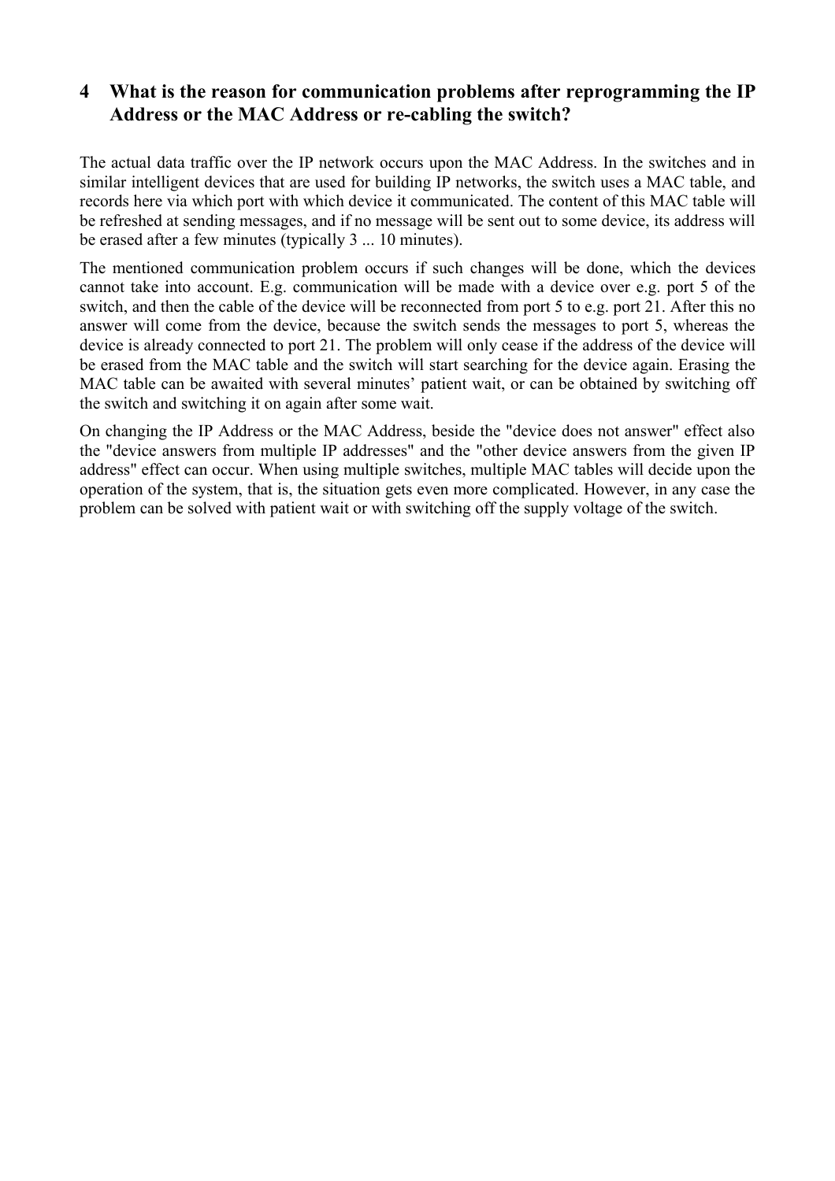## 4 What is the reason for communication problems after reprogramming the IP Address or the MAC Address or re-cabling the switch?

The actual data traffic over the IP network occurs upon the MAC Address. In the switches and in similar intelligent devices that are used for building IP networks, the switch uses a MAC table, and records here via which port with which device it communicated. The content of this MAC table will be refreshed at sending messages, and if no message will be sent out to some device, its address will be erased after a few minutes (typically 3 ... 10 minutes).

The mentioned communication problem occurs if such changes will be done, which the devices cannot take into account. E.g. communication will be made with a device over e.g. port 5 of the switch, and then the cable of the device will be reconnected from port 5 to e.g. port 21. After this no answer will come from the device, because the switch sends the messages to port 5, whereas the device is already connected to port 21. The problem will only cease if the address of the device will be erased from the MAC table and the switch will start searching for the device again. Erasing the MAC table can be awaited with several minutes' patient wait, or can be obtained by switching off the switch and switching it on again after some wait.

On changing the IP Address or the MAC Address, beside the "device does not answer" effect also the "device answers from multiple IP addresses" and the "other device answers from the given IP address" effect can occur. When using multiple switches, multiple MAC tables will decide upon the operation of the system, that is, the situation gets even more complicated. However, in any case the problem can be solved with patient wait or with switching off the supply voltage of the switch.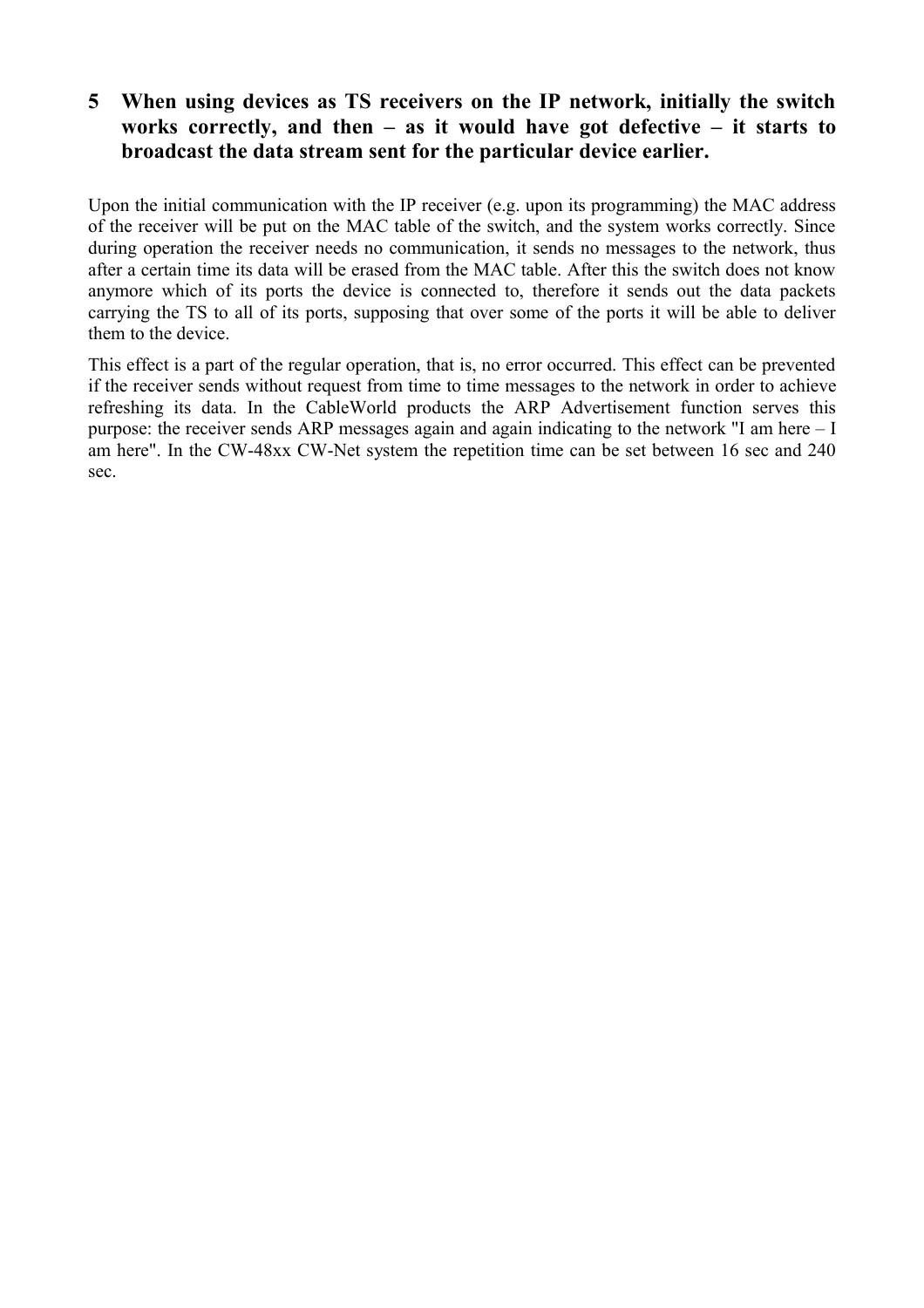## 5 When using devices as TS receivers on the IP network, initially the switch works correctly, and then – as it would have got defective – it starts to broadcast the data stream sent for the particular device earlier.

Upon the initial communication with the IP receiver (e.g. upon its programming) the MAC address of the receiver will be put on the MAC table of the switch, and the system works correctly. Since during operation the receiver needs no communication, it sends no messages to the network, thus after a certain time its data will be erased from the MAC table. After this the switch does not know anymore which of its ports the device is connected to, therefore it sends out the data packets carrying the TS to all of its ports, supposing that over some of the ports it will be able to deliver them to the device.

This effect is a part of the regular operation, that is, no error occurred. This effect can be prevented if the receiver sends without request from time to time messages to the network in order to achieve refreshing its data. In the CableWorld products the ARP Advertisement function serves this purpose: the receiver sends ARP messages again and again indicating to the network "I am here – I am here". In the CW-48xx CW-Net system the repetition time can be set between 16 sec and 240 sec.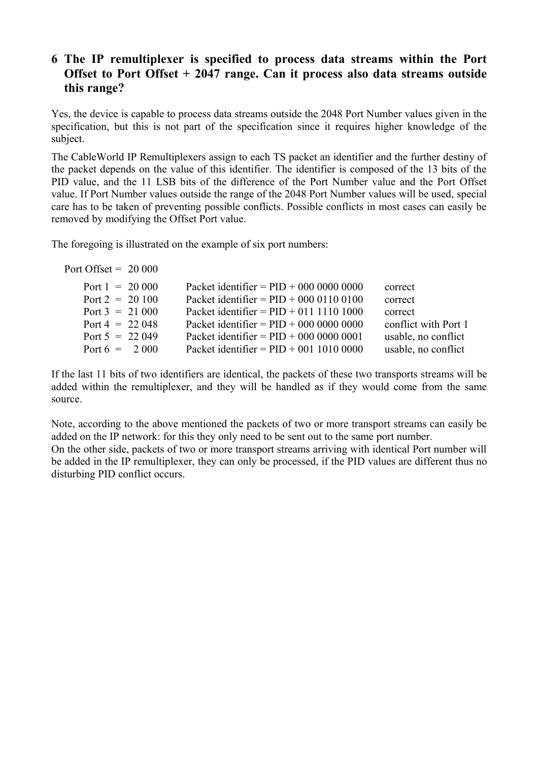## 6 The IP remultiplexer is specified to process data streams within the Port Offset to Port Offset + 2047 range. Can it process also data streams outside this range?

Yes, the device is capable to process data streams outside the 2048 Port Number values given in the specification, but this is not part of the specification since it requires higher knowledge of the subject.

The CableWorld IP Remultiplexers assign to each TS packet an identifier and the further destiny of the packet depends on the value of this identifier. The identifier is composed of the 13 bits of the PID value, and the 11 LSB bits of the difference of the Port Number value and the Port Offset value. If Port Number values outside the range of the 2048 Port Number values will be used, special care has to be taken of preventing possible conflicts. Possible conflicts in most cases can easily be removed by modifying the Offset Port value.

The foregoing is illustrated on the example of six port numbers:

Port Offset = 20 000

| Port | Packet identifier | Status |
|---|---|---|
| Port 1 = 20 000 | Packet identifier = PID + 000 0000 0000 | correct |
| Port 2 = 20 100 | Packet identifier = PID + 000 0110 0100 | correct |
| Port 3 = 21 000 | Packet identifier = PID + 011 1110 1000 | correct |
| Port 4 = 22 048 | Packet identifier = PID + 000 0000 0000 | conflict with Port 1 |
| Port 5 = 22 049 | Packet identifier = PID + 000 0000 0001 | usable, no conflict |
| Port 6 = 2 000 | Packet identifier = PID + 001 1010 0000 | usable, no conflict |

If the last 11 bits of two identifiers are identical, the packets of these two transports streams will be added within the remultiplexer, and they will be handled as if they would come from the same source.

Note, according to the above mentioned the packets of two or more transport streams can easily be added on the IP network: for this they only need to be sent out to the same port number.
On the other side, packets of two or more transport streams arriving with identical Port number will be added in the IP remultiplexer, they can only be processed, if the PID values are different thus no disturbing PID conflict occurs.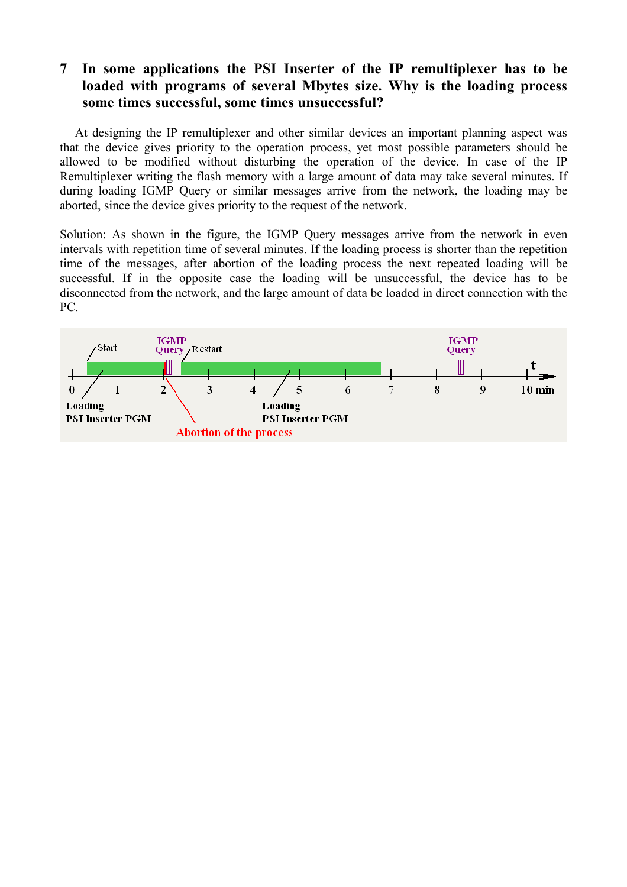## 7 In some applications the PSI Inserter of the IP remultiplexer has to be loaded with programs of several Mbytes size. Why is the loading process some times successful, some times unsuccessful?

At designing the IP remultiplexer and other similar devices an important planning aspect was that the device gives priority to the operation process, yet most possible parameters should be allowed to be modified without disturbing the operation of the device. In case of the IP Remultiplexer writing the flash memory with a large amount of data may take several minutes. If during loading IGMP Query or similar messages arrive from the network, the loading may be aborted, since the device gives priority to the request of the network.

Solution: As shown in the figure, the IGMP Query messages arrive from the network in even intervals with repetition time of several minutes. If the loading process is shorter than the repetition time of the messages, after abortion of the loading process the next repeated loading will be successful. If in the opposite case the loading will be unsuccessful, the device has to be disconnected from the network, and the large amount of data be loaded in direct connection with the PC.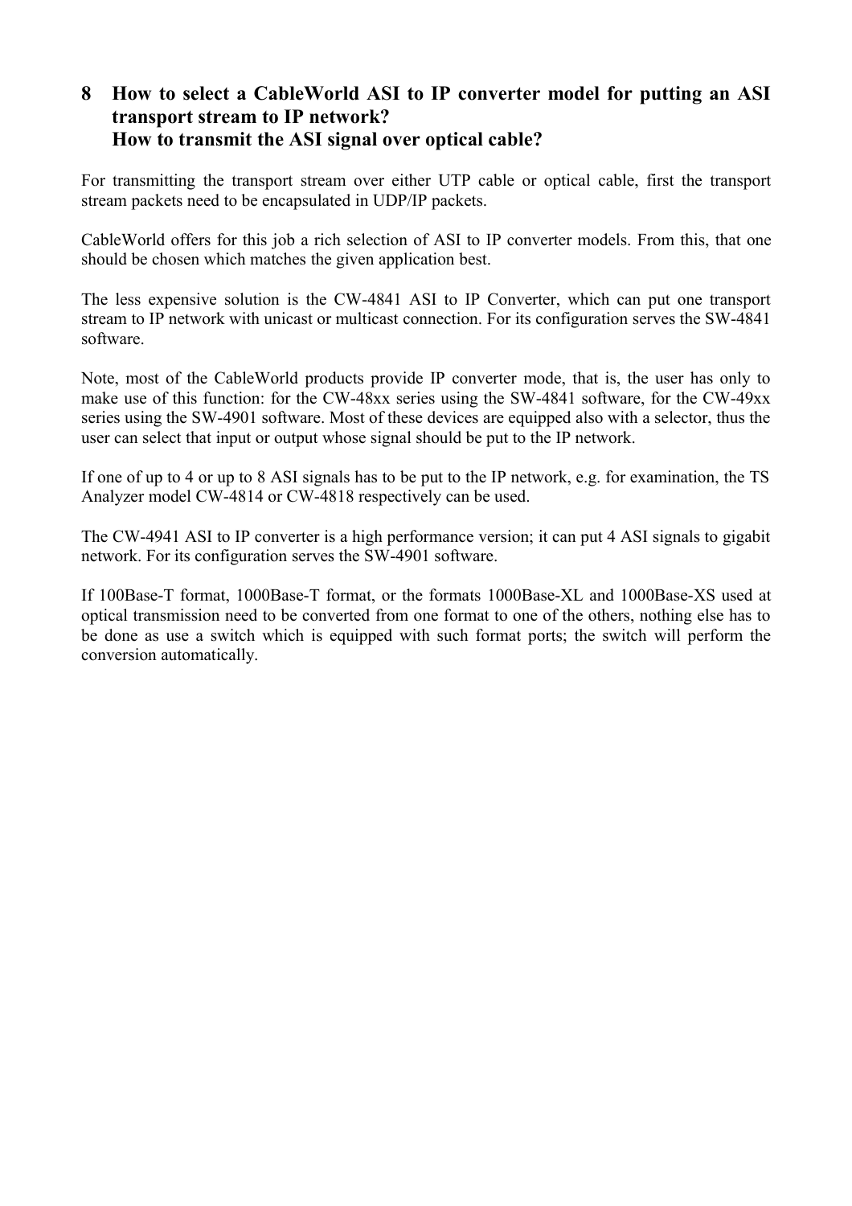## 8 How to select a CableWorld ASI to IP converter model for putting an ASI transport stream to IP network? How to transmit the ASI signal over optical cable?

For transmitting the transport stream over either UTP cable or optical cable, first the transport stream packets need to be encapsulated in UDP/IP packets.

CableWorld offers for this job a rich selection of ASI to IP converter models. From this, that one should be chosen which matches the given application best.

The less expensive solution is the CW-4841 ASI to IP Converter, which can put one transport stream to IP network with unicast or multicast connection. For its configuration serves the SW-4841 software.

Note, most of the CableWorld products provide IP converter mode, that is, the user has only to make use of this function: for the CW-48xx series using the SW-4841 software, for the CW-49xx series using the SW-4901 software. Most of these devices are equipped also with a selector, thus the user can select that input or output whose signal should be put to the IP network.

If one of up to 4 or up to 8 ASI signals has to be put to the IP network, e.g. for examination, the TS Analyzer model CW-4814 or CW-4818 respectively can be used.

The CW-4941 ASI to IP converter is a high performance version; it can put 4 ASI signals to gigabit network. For its configuration serves the SW-4901 software.

If 100Base-T format, 1000Base-T format, or the formats 1000Base-XL and 1000Base-XS used at optical transmission need to be converted from one format to one of the others, nothing else has to be done as use a switch which is equipped with such format ports; the switch will perform the conversion automatically.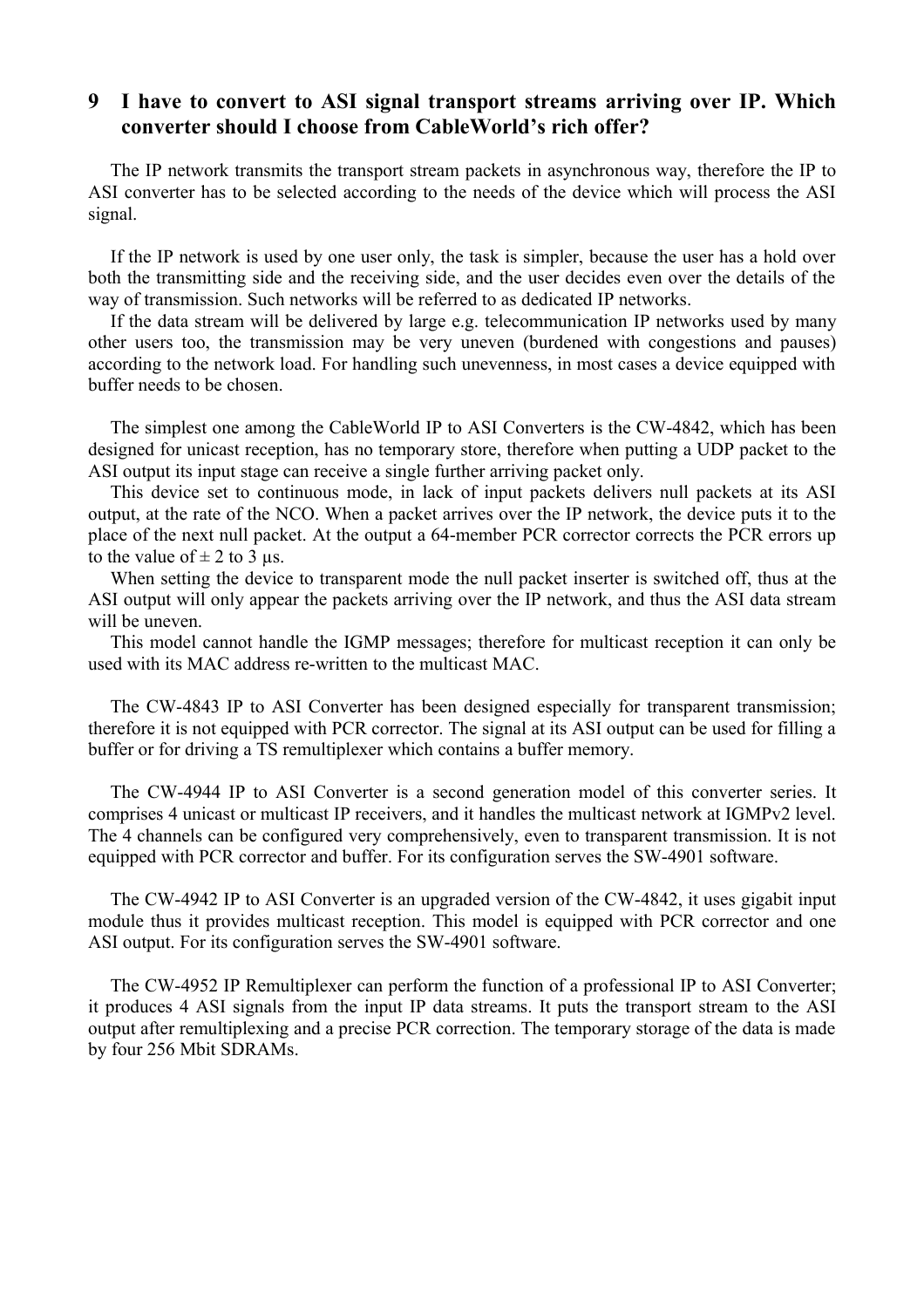## 9 I have to convert to ASI signal transport streams arriving over IP. Which converter should I choose from CableWorld's rich offer?

The IP network transmits the transport stream packets in asynchronous way, therefore the IP to ASI converter has to be selected according to the needs of the device which will process the ASI signal.

If the IP network is used by one user only, the task is simpler, because the user has a hold over both the transmitting side and the receiving side, and the user decides even over the details of the way of transmission. Such networks will be referred to as dedicated IP networks.

If the data stream will be delivered by large e.g. telecommunication IP networks used by many other users too, the transmission may be very uneven (burdened with congestions and pauses) according to the network load. For handling such unevenness, in most cases a device equipped with buffer needs to be chosen.

The simplest one among the CableWorld IP to ASI Converters is the CW-4842, which has been designed for unicast reception, has no temporary store, therefore when putting a UDP packet to the ASI output its input stage can receive a single further arriving packet only.

This device set to continuous mode, in lack of input packets delivers null packets at its ASI output, at the rate of the NCO. When a packet arrives over the IP network, the device puts it to the place of the next null packet. At the output a 64-member PCR corrector corrects the PCR errors up to the value of ± 2 to 3 µs.

When setting the device to transparent mode the null packet inserter is switched off, thus at the ASI output will only appear the packets arriving over the IP network, and thus the ASI data stream will be uneven.

This model cannot handle the IGMP messages; therefore for multicast reception it can only be used with its MAC address re-written to the multicast MAC.

The CW-4843 IP to ASI Converter has been designed especially for transparent transmission; therefore it is not equipped with PCR corrector. The signal at its ASI output can be used for filling a buffer or for driving a TS remultiplexer which contains a buffer memory.

The CW-4944 IP to ASI Converter is a second generation model of this converter series. It comprises 4 unicast or multicast IP receivers, and it handles the multicast network at IGMPv2 level. The 4 channels can be configured very comprehensively, even to transparent transmission. It is not equipped with PCR corrector and buffer. For its configuration serves the SW-4901 software.

The CW-4942 IP to ASI Converter is an upgraded version of the CW-4842, it uses gigabit input module thus it provides multicast reception. This model is equipped with PCR corrector and one ASI output. For its configuration serves the SW-4901 software.

The CW-4952 IP Remultiplexer can perform the function of a professional IP to ASI Converter; it produces 4 ASI signals from the input IP data streams. It puts the transport stream to the ASI output after remultiplexing and a precise PCR correction. The temporary storage of the data is made by four 256 Mbit SDRAMs.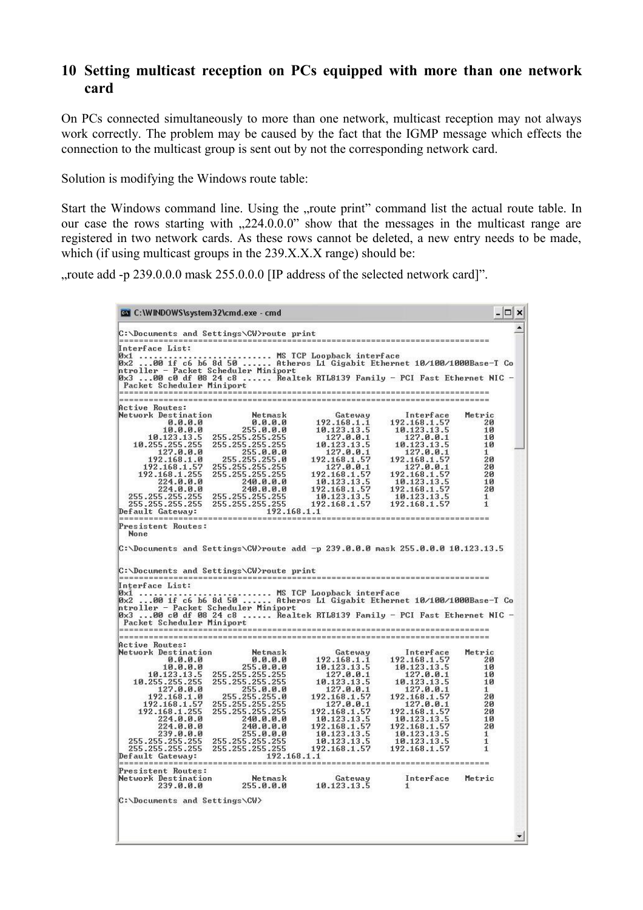## 10 Setting multicast reception on PCs equipped with more than one network card

On PCs connected simultaneously to more than one network, multicast reception may not always work correctly. The problem may be caused by the fact that the IGMP message which effects the connection to the multicast group is sent out by not the corresponding network card.

Solution is modifying the Windows route table:

Start the Windows command line. Using the „route print" command list the actual route table. In our case the rows starting with „224.0.0.0" show that the messages in the multicast range are registered in two network cards. As these rows cannot be deleted, a new entry needs to be made, which (if using multicast groups in the 239.X.X.X range) should be:

„route add -p 239.0.0.0 mask 255.0.0.0 [IP address of the selected network card]".

```
C:\WINDOWS\system32\cmd.exe - cmd

C:\Documents and Settings\CW>route print
===========================================================================
Interface List:
0x1 ........................... MS TCP Loopback interface
0x2 ...00 1f c6 b6 8d 50 ...... Atheros L1 Gigabit Ethernet 10/100/1000Base-T Co
ntroller - Packet Scheduler Miniport
0x3 ...00 c0 df 08 24 c8 ...... Realtek RTL8139 Family - PCI Fast Ethernet NIC -
 Packet Scheduler Miniport
===========================================================================
===========================================================================
Active Routes:
Network Destination        Netmask          Gateway       Interface  Metric
          0.0.0.0          0.0.0.0      192.168.1.1    192.168.1.57      20
         10.0.0.0        255.0.0.0      10.123.13.5     10.123.13.5      10
      10.123.13.5  255.255.255.255        127.0.0.1       127.0.0.1      10
   10.255.255.255  255.255.255.255      10.123.13.5     10.123.13.5      10
        127.0.0.0        255.0.0.0        127.0.0.1       127.0.0.1       1
      192.168.1.0    255.255.255.0     192.168.1.57    192.168.1.57      20
     192.168.1.57  255.255.255.255        127.0.0.1       127.0.0.1      20
    192.168.1.255  255.255.255.255     192.168.1.57    192.168.1.57      20
        224.0.0.0        240.0.0.0      10.123.13.5     10.123.13.5      10
        224.0.0.0        240.0.0.0     192.168.1.57    192.168.1.57      20
  255.255.255.255  255.255.255.255      10.123.13.5     10.123.13.5       1
  255.255.255.255  255.255.255.255     192.168.1.57    192.168.1.57       1
Default Gateway:       192.168.1.1
===========================================================================
Presistent Routes:
  None

C:\Documents and Settings\CW>route add -p 239.0.0.0 mask 255.0.0.0 10.123.13.5


C:\Documents and Settings\CW>route print
===========================================================================
Interface List:
0x1 ........................... MS TCP Loopback interface
0x2 ...00 1f c6 b6 8d 50 ...... Atheros L1 Gigabit Ethernet 10/100/1000Base-T Co
ntroller - Packet Scheduler Miniport
0x3 ...00 c0 df 08 24 c8 ...... Realtek RTL8139 Family - PCI Fast Ethernet NIC -
 Packet Scheduler Miniport
===========================================================================
===========================================================================
Active Routes:
Network Destination        Netmask          Gateway       Interface  Metric
          0.0.0.0          0.0.0.0      192.168.1.1    192.168.1.57      20
         10.0.0.0        255.0.0.0      10.123.13.5     10.123.13.5      10
      10.123.13.5  255.255.255.255        127.0.0.1       127.0.0.1      10
   10.255.255.255  255.255.255.255      10.123.13.5     10.123.13.5      10
        127.0.0.0        255.0.0.0        127.0.0.1       127.0.0.1       1
      192.168.1.0    255.255.255.0     192.168.1.57    192.168.1.57      20
     192.168.1.57  255.255.255.255        127.0.0.1       127.0.0.1      20
    192.168.1.255  255.255.255.255     192.168.1.57    192.168.1.57      20
        224.0.0.0        240.0.0.0      10.123.13.5     10.123.13.5      10
        224.0.0.0        240.0.0.0     192.168.1.57    192.168.1.57      20
        239.0.0.0        255.0.0.0      10.123.13.5     10.123.13.5       1
  255.255.255.255  255.255.255.255      10.123.13.5     10.123.13.5       1
  255.255.255.255  255.255.255.255     192.168.1.57    192.168.1.57       1
Default Gateway:       192.168.1.1
===========================================================================
Presistent Routes:
Network Destination        Netmask          Gateway       Interface  Metric
        239.0.0.0        255.0.0.0      10.123.13.5       1

C:\Documents and Settings\CW>
```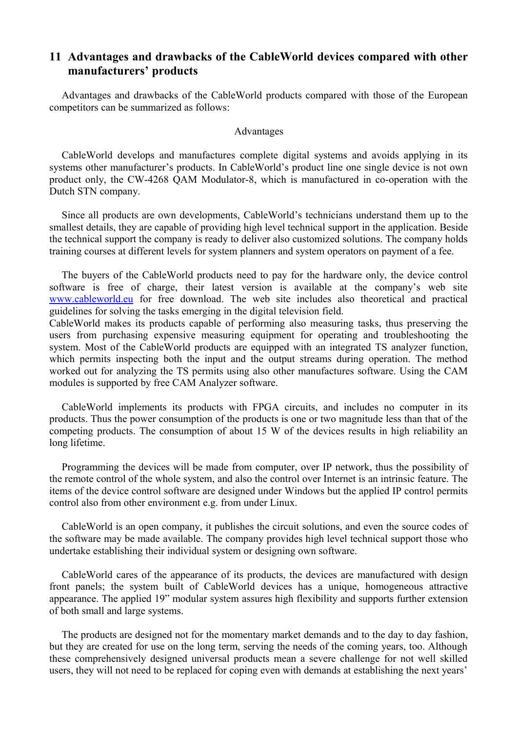## 11 Advantages and drawbacks of the CableWorld devices compared with other manufacturers' products

Advantages and drawbacks of the CableWorld products compared with those of the European competitors can be summarized as follows:

Advantages

CableWorld develops and manufactures complete digital systems and avoids applying in its systems other manufacturer's products. In CableWorld's product line one single device is not own product only, the CW-4268 QAM Modulator-8, which is manufactured in co-operation with the Dutch STN company.

Since all products are own developments, CableWorld's technicians understand them up to the smallest details, they are capable of providing high level technical support in the application. Beside the technical support the company is ready to deliver also customized solutions. The company holds training courses at different levels for system planners and system operators on payment of a fee.

The buyers of the CableWorld products need to pay for the hardware only, the device control software is free of charge, their latest version is available at the company's web site www.cableworld.eu for free download. The web site includes also theoretical and practical guidelines for solving the tasks emerging in the digital television field.
CableWorld makes its products capable of performing also measuring tasks, thus preserving the users from purchasing expensive measuring equipment for operating and troubleshooting the system. Most of the CableWorld products are equipped with an integrated TS analyzer function, which permits inspecting both the input and the output streams during operation. The method worked out for analyzing the TS permits using also other manufactures software. Using the CAM modules is supported by free CAM Analyzer software.

CableWorld implements its products with FPGA circuits, and includes no computer in its products. Thus the power consumption of the products is one or two magnitude less than that of the competing products. The consumption of about 15 W of the devices results in high reliability an long lifetime.

Programming the devices will be made from computer, over IP network, thus the possibility of the remote control of the whole system, and also the control over Internet is an intrinsic feature. The items of the device control software are designed under Windows but the applied IP control permits control also from other environment e.g. from under Linux.

CableWorld is an open company, it publishes the circuit solutions, and even the source codes of the software may be made available. The company provides high level technical support those who undertake establishing their individual system or designing own software.

CableWorld cares of the appearance of its products, the devices are manufactured with design front panels; the system built of CableWorld devices has a unique, homogeneous attractive appearance. The applied 19" modular system assures high flexibility and supports further extension of both small and large systems.

The products are designed not for the momentary market demands and to the day to day fashion, but they are created for use on the long term, serving the needs of the coming years, too. Although these comprehensively designed universal products mean a severe challenge for not well skilled users, they will not need to be replaced for coping even with demands at establishing the next years'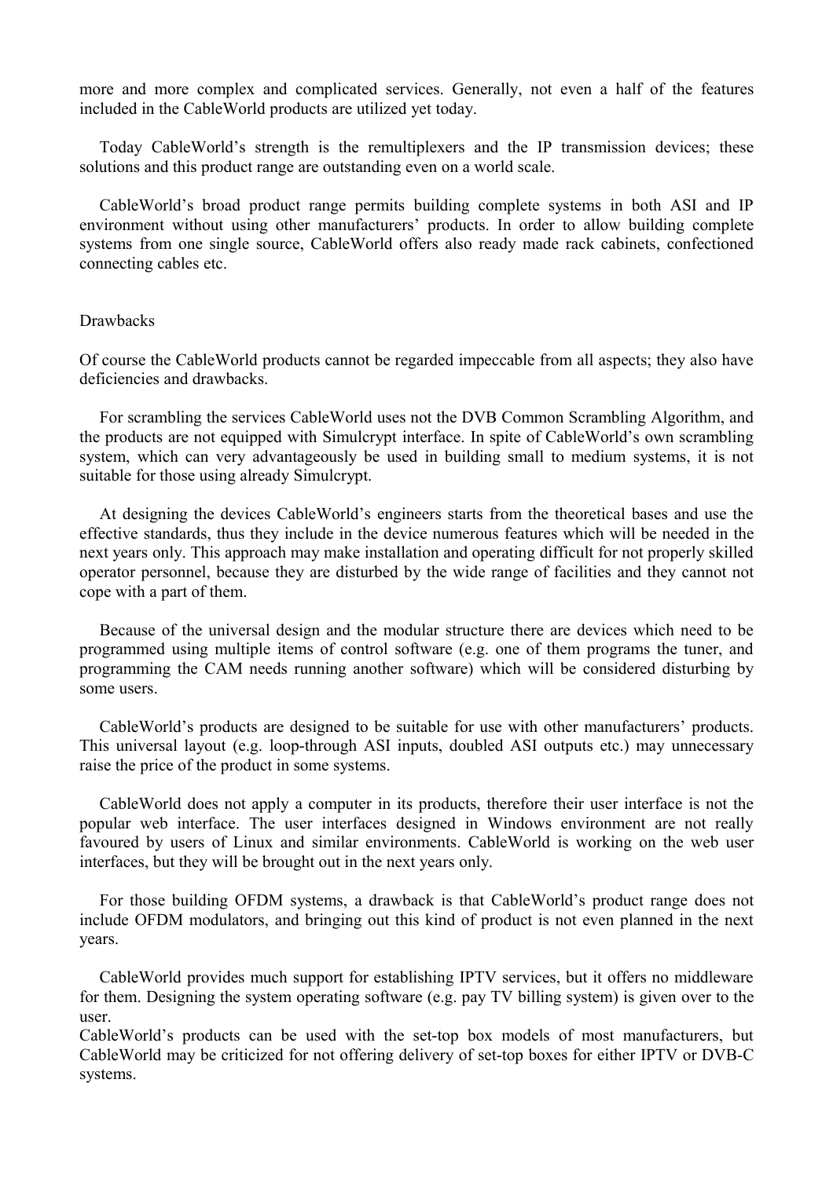more and more complex and complicated services. Generally, not even a half of the features included in the CableWorld products are utilized yet today.

Today CableWorld's strength is the remultiplexers and the IP transmission devices; these solutions and this product range are outstanding even on a world scale.

CableWorld's broad product range permits building complete systems in both ASI and IP environment without using other manufacturers' products. In order to allow building complete systems from one single source, CableWorld offers also ready made rack cabinets, confectioned connecting cables etc.

## Drawbacks

Of course the CableWorld products cannot be regarded impeccable from all aspects; they also have deficiencies and drawbacks.

For scrambling the services CableWorld uses not the DVB Common Scrambling Algorithm, and the products are not equipped with Simulcrypt interface. In spite of CableWorld's own scrambling system, which can very advantageously be used in building small to medium systems, it is not suitable for those using already Simulcrypt.

At designing the devices CableWorld's engineers starts from the theoretical bases and use the effective standards, thus they include in the device numerous features which will be needed in the next years only. This approach may make installation and operating difficult for not properly skilled operator personnel, because they are disturbed by the wide range of facilities and they cannot not cope with a part of them.

Because of the universal design and the modular structure there are devices which need to be programmed using multiple items of control software (e.g. one of them programs the tuner, and programming the CAM needs running another software) which will be considered disturbing by some users.

CableWorld's products are designed to be suitable for use with other manufacturers' products. This universal layout (e.g. loop-through ASI inputs, doubled ASI outputs etc.) may unnecessary raise the price of the product in some systems.

CableWorld does not apply a computer in its products, therefore their user interface is not the popular web interface. The user interfaces designed in Windows environment are not really favoured by users of Linux and similar environments. CableWorld is working on the web user interfaces, but they will be brought out in the next years only.

For those building OFDM systems, a drawback is that CableWorld's product range does not include OFDM modulators, and bringing out this kind of product is not even planned in the next years.

CableWorld provides much support for establishing IPTV services, but it offers no middleware for them. Designing the system operating software (e.g. pay TV billing system) is given over to the user.
CableWorld's products can be used with the set-top box models of most manufacturers, but CableWorld may be criticized for not offering delivery of set-top boxes for either IPTV or DVB-C systems.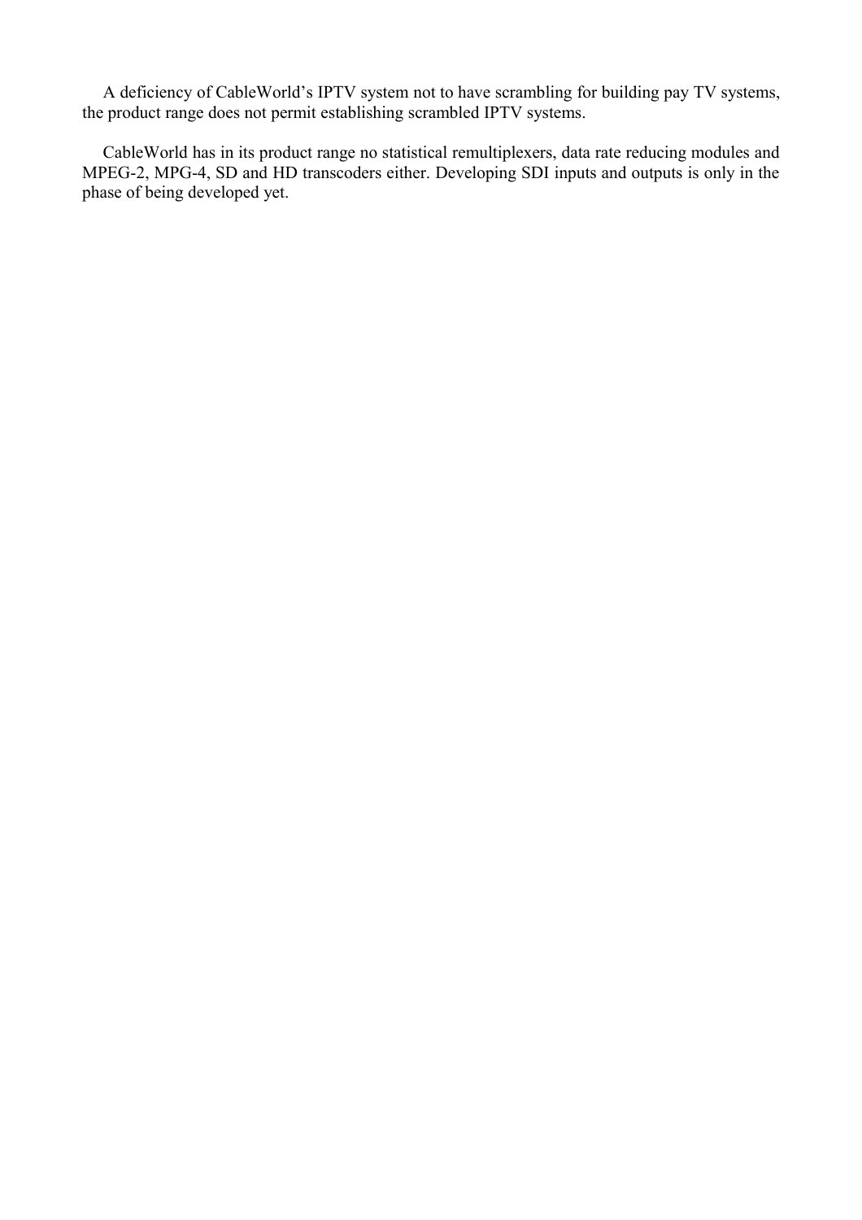A deficiency of CableWorld's IPTV system not to have scrambling for building pay TV systems, the product range does not permit establishing scrambled IPTV systems.

CableWorld has in its product range no statistical remultiplexers, data rate reducing modules and MPEG-2, MPG-4, SD and HD transcoders either. Developing SDI inputs and outputs is only in the phase of being developed yet.